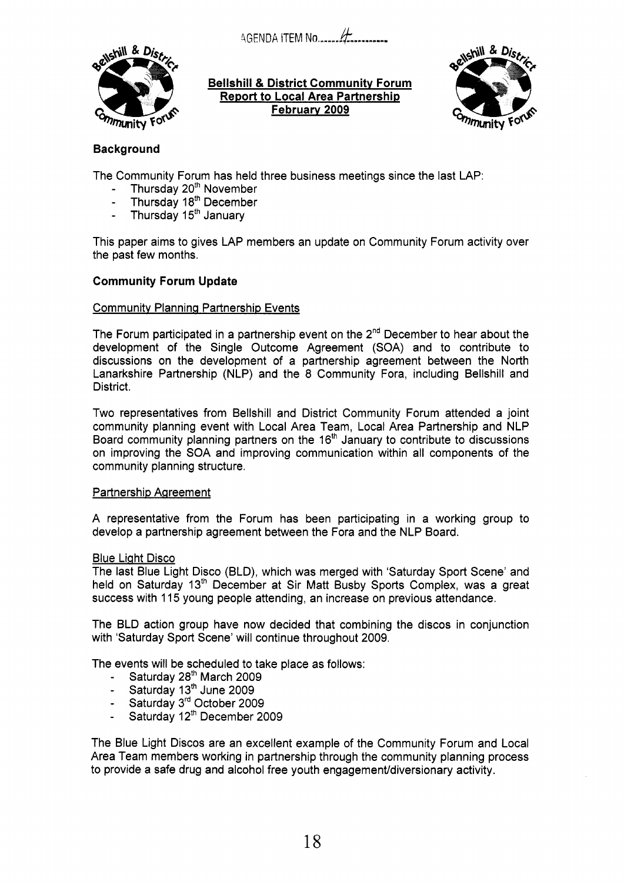AGENDA ITEM No. 4

**Bellshill & District Community Forum**
**Report to Local Area Partnership**
**February 2009**

### Background

The Community Forum has held three business meetings since the last LAP:

- Thursday 20th November
- Thursday 18th December
- Thursday 15th January

This paper aims to gives LAP members an update on Community Forum activity over the past few months.

### Community Forum Update

Community Planning Partnership Events

The Forum participated in a partnership event on the 2nd December to hear about the development of the Single Outcome Agreement (SOA) and to contribute to discussions on the development of a partnership agreement between the North Lanarkshire Partnership (NLP) and the 8 Community Fora, including Bellshill and District.

Two representatives from Bellshill and District Community Forum attended a joint community planning event with Local Area Team, Local Area Partnership and NLP Board community planning partners on the 16th January to contribute to discussions on improving the SOA and improving communication within all components of the community planning structure.

Partnership Agreement

A representative from the Forum has been participating in a working group to develop a partnership agreement between the Fora and the NLP Board.

Blue Light Disco

The last Blue Light Disco (BLD), which was merged with 'Saturday Sport Scene' and held on Saturday 13th December at Sir Matt Busby Sports Complex, was a great success with 115 young people attending, an increase on previous attendance.

The BLD action group have now decided that combining the discos in conjunction with 'Saturday Sport Scene' will continue throughout 2009.

The events will be scheduled to take place as follows:

- Saturday 28th March 2009
- Saturday 13th June 2009
- Saturday 3rd October 2009
- Saturday 12th December 2009

The Blue Light Discos are an excellent example of the Community Forum and Local Area Team members working in partnership through the community planning process to provide a safe drug and alcohol free youth engagement/diversionary activity.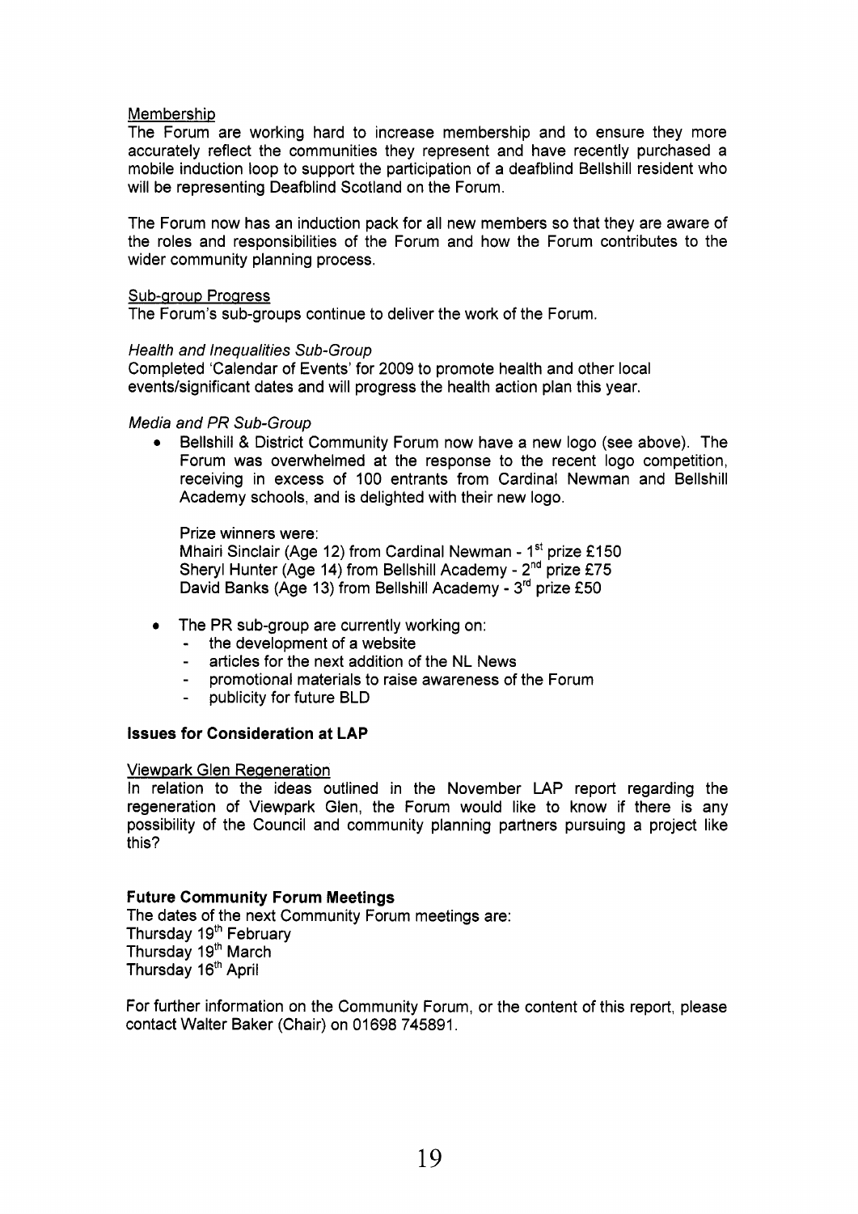Membership

The Forum are working hard to increase membership and to ensure they more accurately reflect the communities they represent and have recently purchased a mobile induction loop to support the participation of a deafblind Bellshill resident who will be representing Deafblind Scotland on the Forum.

The Forum now has an induction pack for all new members so that they are aware of the roles and responsibilities of the Forum and how the Forum contributes to the wider community planning process.

Sub-group Progress

The Forum's sub-groups continue to deliver the work of the Forum.

*Health and Inequalities Sub-Group*

Completed 'Calendar of Events' for 2009 to promote health and other local events/significant dates and will progress the health action plan this year.

*Media and PR Sub-Group*

- Bellshill & District Community Forum now have a new logo (see above). The Forum was overwhelmed at the response to the recent logo competition, receiving in excess of 100 entrants from Cardinal Newman and Bellshill Academy schools, and is delighted with their new logo.

  Prize winners were:
  Mhairi Sinclair (Age 12) from Cardinal Newman - 1st prize £150
  Sheryl Hunter (Age 14) from Bellshill Academy - 2nd prize £75
  David Banks (Age 13) from Bellshill Academy - 3rd prize £50

- The PR sub-group are currently working on:
  - the development of a website
  - articles for the next addition of the NL News
  - promotional materials to raise awareness of the Forum
  - publicity for future BLD

**Issues for Consideration at LAP**

Viewpark Glen Regeneration

In relation to the ideas outlined in the November LAP report regarding the regeneration of Viewpark Glen, the Forum would like to know if there is any possibility of the Council and community planning partners pursuing a project like this?

**Future Community Forum Meetings**

The dates of the next Community Forum meetings are:
Thursday 19th February
Thursday 19th March
Thursday 16th April

For further information on the Community Forum, or the content of this report, please contact Walter Baker (Chair) on 01698 745891.